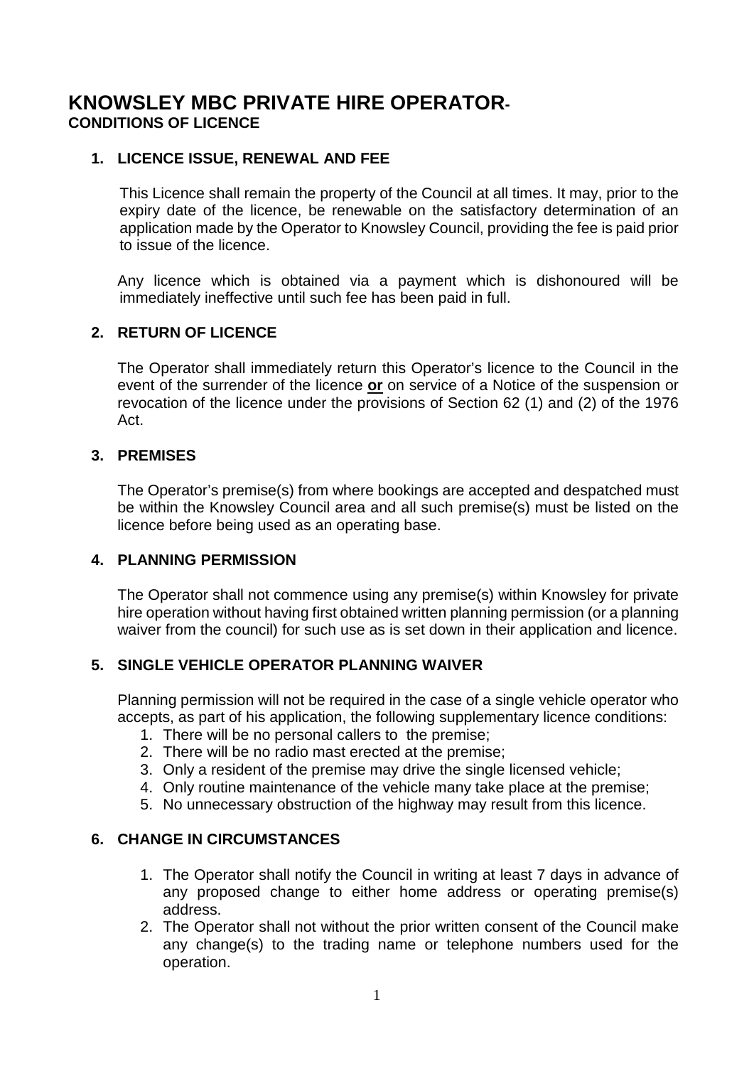# KNOWSLEY MBC PRIVATE HIRE OPERATOR-

**CONDITIONS OF LICENCE**

## 1. LICENCE ISSUE, RENEWAL AND FEE

This Licence shall remain the property of the Council at all times. It may, prior to the expiry date of the licence, be renewable on the satisfactory determination of an application made by the Operator to Knowsley Council, providing the fee is paid prior to issue of the licence.

Any licence which is obtained via a payment which is dishonoured will be immediately ineffective until such fee has been paid in full.

## 2. RETURN OF LICENCE

The Operator shall immediately return this Operator's licence to the Council in the event of the surrender of the licence **or** on service of a Notice of the suspension or revocation of the licence under the provisions of Section 62 (1) and (2) of the 1976 Act.

## 3. PREMISES

The Operator's premise(s) from where bookings are accepted and despatched must be within the Knowsley Council area and all such premise(s) must be listed on the licence before being used as an operating base.

## 4. PLANNING PERMISSION

The Operator shall not commence using any premise(s) within Knowsley for private hire operation without having first obtained written planning permission (or a planning waiver from the council) for such use as is set down in their application and licence.

## 5. SINGLE VEHICLE OPERATOR PLANNING WAIVER

Planning permission will not be required in the case of a single vehicle operator who accepts, as part of his application, the following supplementary licence conditions:

1. There will be no personal callers to the premise;
2. There will be no radio mast erected at the premise;
3. Only a resident of the premise may drive the single licensed vehicle;
4. Only routine maintenance of the vehicle many take place at the premise;
5. No unnecessary obstruction of the highway may result from this licence.

## 6. CHANGE IN CIRCUMSTANCES

1. The Operator shall notify the Council in writing at least 7 days in advance of any proposed change to either home address or operating premise(s) address.
2. The Operator shall not without the prior written consent of the Council make any change(s) to the trading name or telephone numbers used for the operation.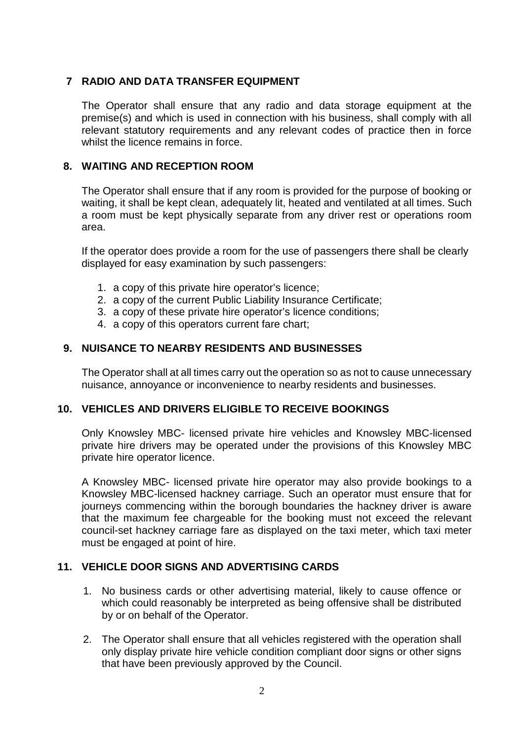## 7 RADIO AND DATA TRANSFER EQUIPMENT

The Operator shall ensure that any radio and data storage equipment at the premise(s) and which is used in connection with his business, shall comply with all relevant statutory requirements and any relevant codes of practice then in force whilst the licence remains in force.

## 8. WAITING AND RECEPTION ROOM

The Operator shall ensure that if any room is provided for the purpose of booking or waiting, it shall be kept clean, adequately lit, heated and ventilated at all times. Such a room must be kept physically separate from any driver rest or operations room area.

If the operator does provide a room for the use of passengers there shall be clearly displayed for easy examination by such passengers:

1. a copy of this private hire operator's licence;
2. a copy of the current Public Liability Insurance Certificate;
3. a copy of these private hire operator's licence conditions;
4. a copy of this operators current fare chart;

## 9. NUISANCE TO NEARBY RESIDENTS AND BUSINESSES

The Operator shall at all times carry out the operation so as not to cause unnecessary nuisance, annoyance or inconvenience to nearby residents and businesses.

## 10. VEHICLES AND DRIVERS ELIGIBLE TO RECEIVE BOOKINGS

Only Knowsley MBC- licensed private hire vehicles and Knowsley MBC-licensed private hire drivers may be operated under the provisions of this Knowsley MBC private hire operator licence.

A Knowsley MBC- licensed private hire operator may also provide bookings to a Knowsley MBC-licensed hackney carriage. Such an operator must ensure that for journeys commencing within the borough boundaries the hackney driver is aware that the maximum fee chargeable for the booking must not exceed the relevant council-set hackney carriage fare as displayed on the taxi meter, which taxi meter must be engaged at point of hire.

## 11. VEHICLE DOOR SIGNS AND ADVERTISING CARDS

1. No business cards or other advertising material, likely to cause offence or which could reasonably be interpreted as being offensive shall be distributed by or on behalf of the Operator.

2. The Operator shall ensure that all vehicles registered with the operation shall only display private hire vehicle condition compliant door signs or other signs that have been previously approved by the Council.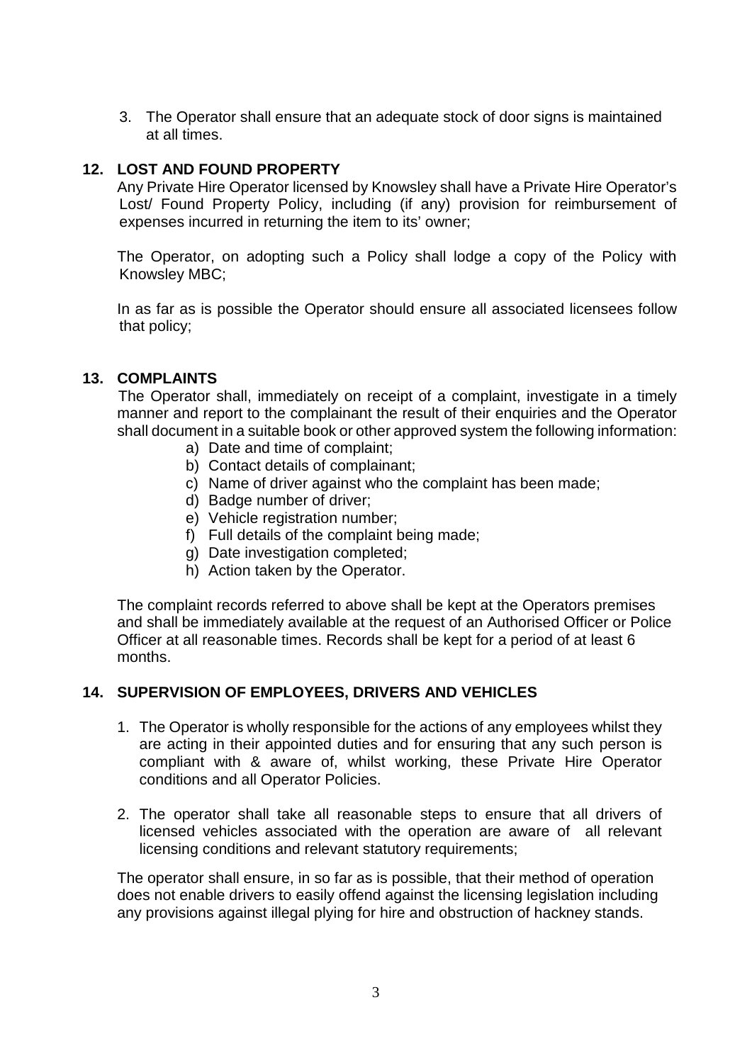3. The Operator shall ensure that an adequate stock of door signs is maintained at all times.

## 12. LOST AND FOUND PROPERTY

Any Private Hire Operator licensed by Knowsley shall have a Private Hire Operator's Lost/ Found Property Policy, including (if any) provision for reimbursement of expenses incurred in returning the item to its' owner;

The Operator, on adopting such a Policy shall lodge a copy of the Policy with Knowsley MBC;

In as far as is possible the Operator should ensure all associated licensees follow that policy;

## 13. COMPLAINTS

The Operator shall, immediately on receipt of a complaint, investigate in a timely manner and report to the complainant the result of their enquiries and the Operator shall document in a suitable book or other approved system the following information:

a) Date and time of complaint;
b) Contact details of complainant;
c) Name of driver against who the complaint has been made;
d) Badge number of driver;
e) Vehicle registration number;
f) Full details of the complaint being made;
g) Date investigation completed;
h) Action taken by the Operator.

The complaint records referred to above shall be kept at the Operators premises and shall be immediately available at the request of an Authorised Officer or Police Officer at all reasonable times. Records shall be kept for a period of at least 6 months.

## 14. SUPERVISION OF EMPLOYEES, DRIVERS AND VEHICLES

1. The Operator is wholly responsible for the actions of any employees whilst they are acting in their appointed duties and for ensuring that any such person is compliant with & aware of, whilst working, these Private Hire Operator conditions and all Operator Policies.

2. The operator shall take all reasonable steps to ensure that all drivers of licensed vehicles associated with the operation are aware of all relevant licensing conditions and relevant statutory requirements;

The operator shall ensure, in so far as is possible, that their method of operation does not enable drivers to easily offend against the licensing legislation including any provisions against illegal plying for hire and obstruction of hackney stands.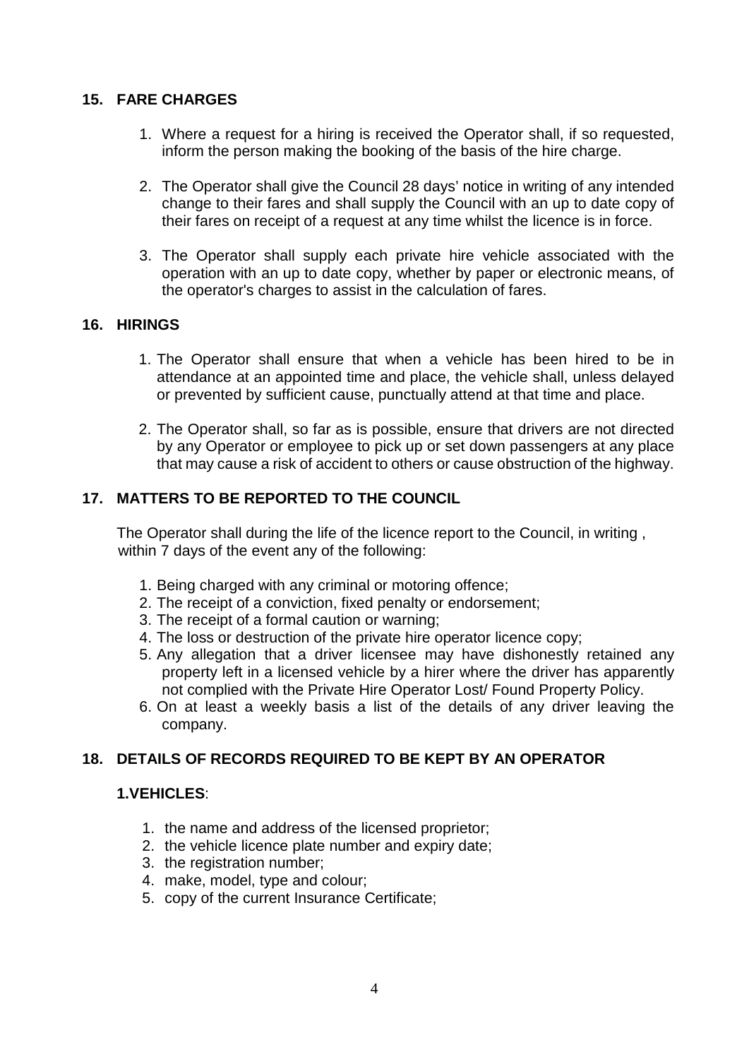## 15. FARE CHARGES

1. Where a request for a hiring is received the Operator shall, if so requested, inform the person making the booking of the basis of the hire charge.

2. The Operator shall give the Council 28 days' notice in writing of any intended change to their fares and shall supply the Council with an up to date copy of their fares on receipt of a request at any time whilst the licence is in force.

3. The Operator shall supply each private hire vehicle associated with the operation with an up to date copy, whether by paper or electronic means, of the operator's charges to assist in the calculation of fares.

## 16. HIRINGS

1. The Operator shall ensure that when a vehicle has been hired to be in attendance at an appointed time and place, the vehicle shall, unless delayed or prevented by sufficient cause, punctually attend at that time and place.

2. The Operator shall, so far as is possible, ensure that drivers are not directed by any Operator or employee to pick up or set down passengers at any place that may cause a risk of accident to others or cause obstruction of the highway.

## 17. MATTERS TO BE REPORTED TO THE COUNCIL

The Operator shall during the life of the licence report to the Council, in writing , within 7 days of the event any of the following:

1. Being charged with any criminal or motoring offence;
2. The receipt of a conviction, fixed penalty or endorsement;
3. The receipt of a formal caution or warning;
4. The loss or destruction of the private hire operator licence copy;
5. Any allegation that a driver licensee may have dishonestly retained any property left in a licensed vehicle by a hirer where the driver has apparently not complied with the Private Hire Operator Lost/ Found Property Policy.
6. On at least a weekly basis a list of the details of any driver leaving the company.

## 18. DETAILS OF RECORDS REQUIRED TO BE KEPT BY AN OPERATOR

### 1.VEHICLES:

1. the name and address of the licensed proprietor;
2. the vehicle licence plate number and expiry date;
3. the registration number;
4. make, model, type and colour;
5. copy of the current Insurance Certificate;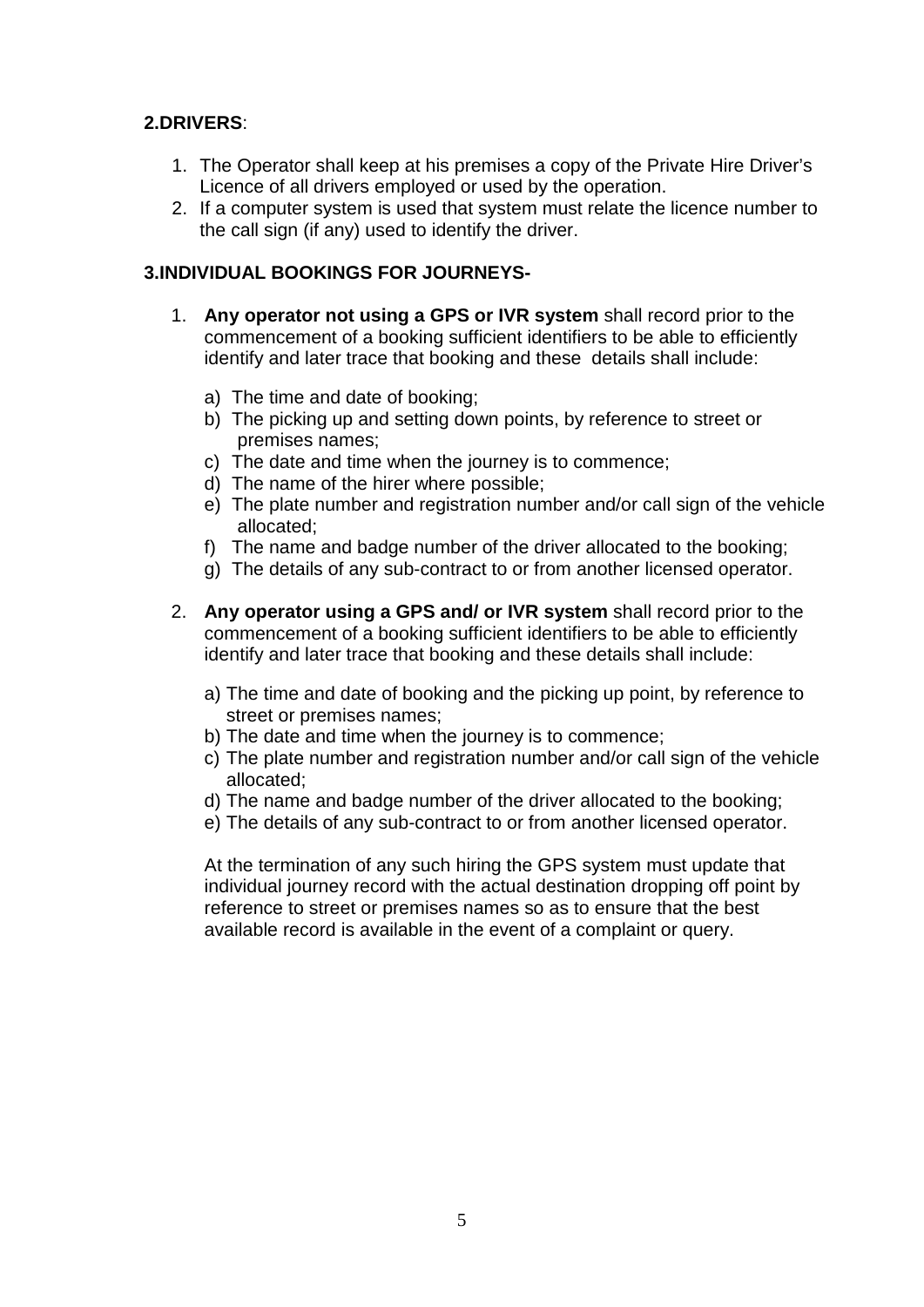## 2.DRIVERS:

1. The Operator shall keep at his premises a copy of the Private Hire Driver's Licence of all drivers employed or used by the operation.
2. If a computer system is used that system must relate the licence number to the call sign (if any) used to identify the driver.

## 3.INDIVIDUAL BOOKINGS FOR JOURNEYS-

1. **Any operator not using a GPS or IVR system** shall record prior to the commencement of a booking sufficient identifiers to be able to efficiently identify and later trace that booking and these details shall include:

   a) The time and date of booking;
   b) The picking up and setting down points, by reference to street or premises names;
   c) The date and time when the journey is to commence;
   d) The name of the hirer where possible;
   e) The plate number and registration number and/or call sign of the vehicle allocated;
   f) The name and badge number of the driver allocated to the booking;
   g) The details of any sub-contract to or from another licensed operator.

2. **Any operator using a GPS and/ or IVR system** shall record prior to the commencement of a booking sufficient identifiers to be able to efficiently identify and later trace that booking and these details shall include:

   a) The time and date of booking and the picking up point, by reference to street or premises names;
   b) The date and time when the journey is to commence;
   c) The plate number and registration number and/or call sign of the vehicle allocated;
   d) The name and badge number of the driver allocated to the booking;
   e) The details of any sub-contract to or from another licensed operator.

   At the termination of any such hiring the GPS system must update that individual journey record with the actual destination dropping off point by reference to street or premises names so as to ensure that the best available record is available in the event of a complaint or query.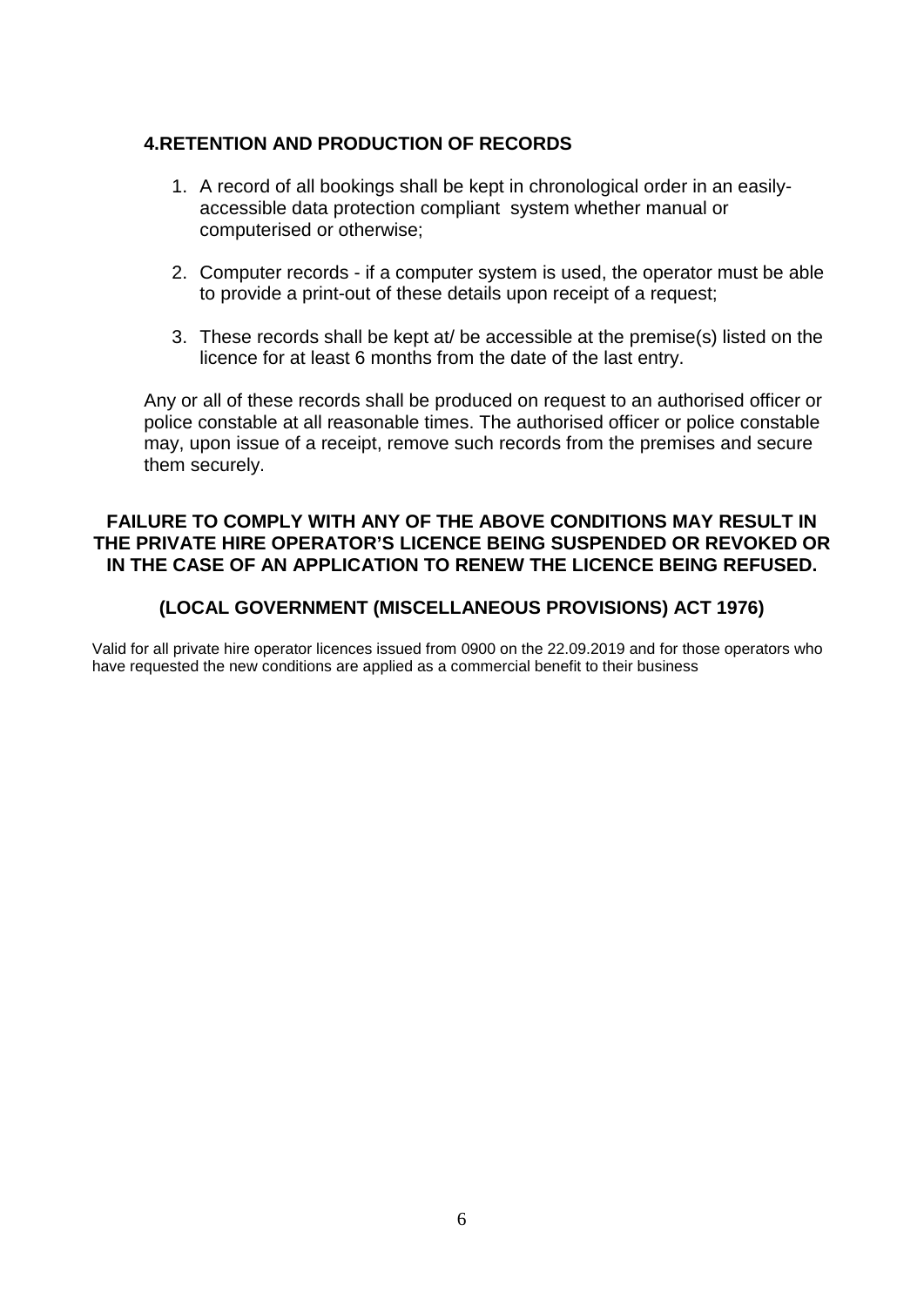## 4.RETENTION AND PRODUCTION OF RECORDS

1. A record of all bookings shall be kept in chronological order in an easily-accessible data protection compliant system whether manual or computerised or otherwise;

2. Computer records - if a computer system is used, the operator must be able to provide a print-out of these details upon receipt of a request;

3. These records shall be kept at/ be accessible at the premise(s) listed on the licence for at least 6 months from the date of the last entry.

Any or all of these records shall be produced on request to an authorised officer or police constable at all reasonable times. The authorised officer or police constable may, upon issue of a receipt, remove such records from the premises and secure them securely.

**FAILURE TO COMPLY WITH ANY OF THE ABOVE CONDITIONS MAY RESULT IN THE PRIVATE HIRE OPERATOR'S LICENCE BEING SUSPENDED OR REVOKED OR IN THE CASE OF AN APPLICATION TO RENEW THE LICENCE BEING REFUSED.**

**(LOCAL GOVERNMENT (MISCELLANEOUS PROVISIONS) ACT 1976)**

Valid for all private hire operator licences issued from 0900 on the 22.09.2019 and for those operators who have requested the new conditions are applied as a commercial benefit to their business